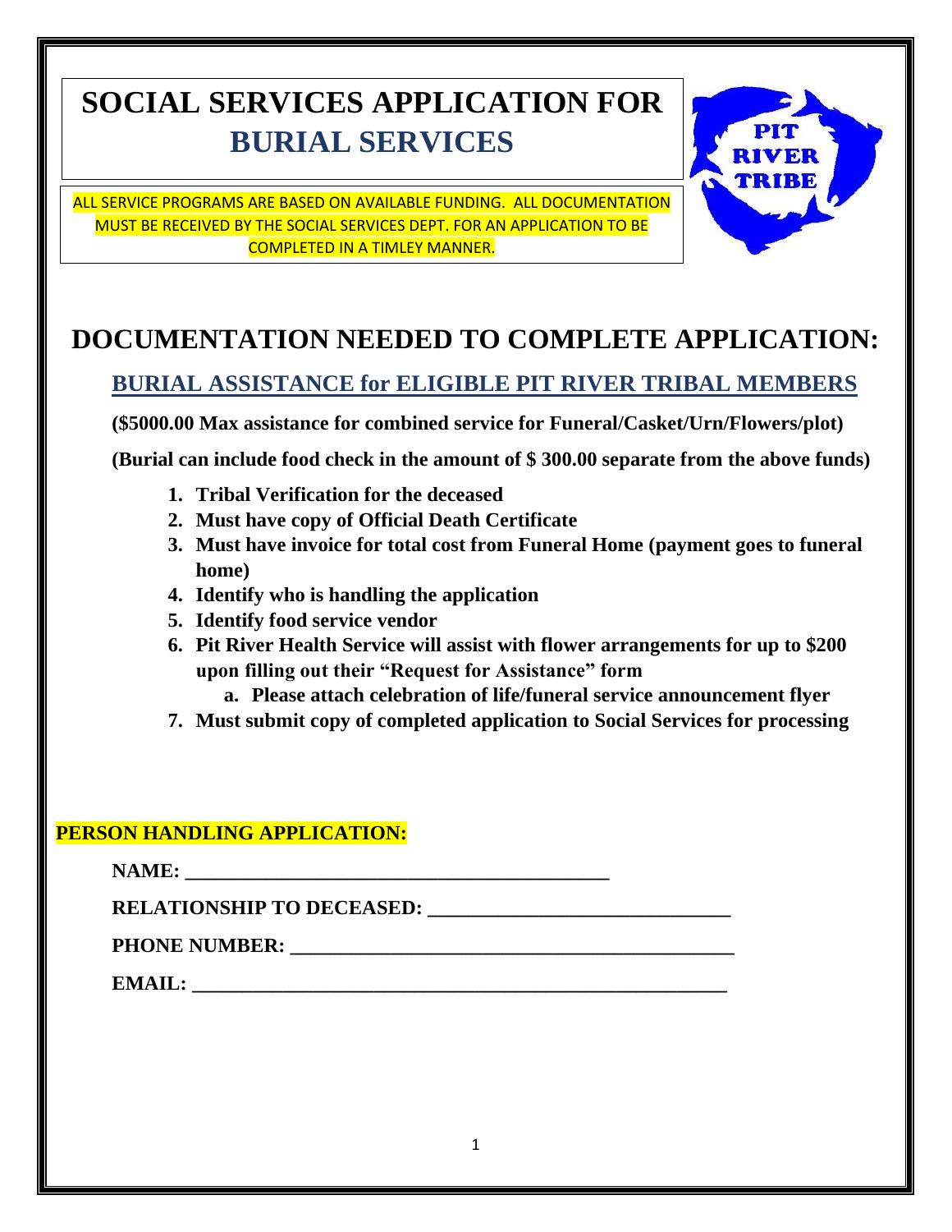# SOCIAL SERVICES APPLICATION FOR BURIAL SERVICES

ALL SERVICE PROGRAMS ARE BASED ON AVAILABLE FUNDING. ALL DOCUMENTATION MUST BE RECEIVED BY THE SOCIAL SERVICES DEPT. FOR AN APPLICATION TO BE COMPLETED IN A TIMLEY MANNER.

PIT RIVER TRIBE

# DOCUMENTATION NEEDED TO COMPLETE APPLICATION:

## BURIAL ASSISTANCE for ELIGIBLE PIT RIVER TRIBAL MEMBERS

**($5000.00 Max assistance for combined service for Funeral/Casket/Urn/Flowers/plot)**

**(Burial can include food check in the amount of $ 300.00 separate from the above funds)**

1. **Tribal Verification for the deceased**
2. **Must have copy of Official Death Certificate**
3. **Must have invoice for total cost from Funeral Home (payment goes to funeral home)**
4. **Identify who is handling the application**
5. **Identify food service vendor**
6. **Pit River Health Service will assist with flower arrangements for up to $200 upon filling out their "Request for Assistance" form**
   a. **Please attach celebration of life/funeral service announcement flyer**
7. **Must submit copy of completed application to Social Services for processing**

**PERSON HANDLING APPLICATION:**

**NAME:** ____________________________________________

**RELATIONSHIP TO DECEASED:** ______________________________

**PHONE NUMBER:** _____________________________________________

**EMAIL:** _______________________________________________________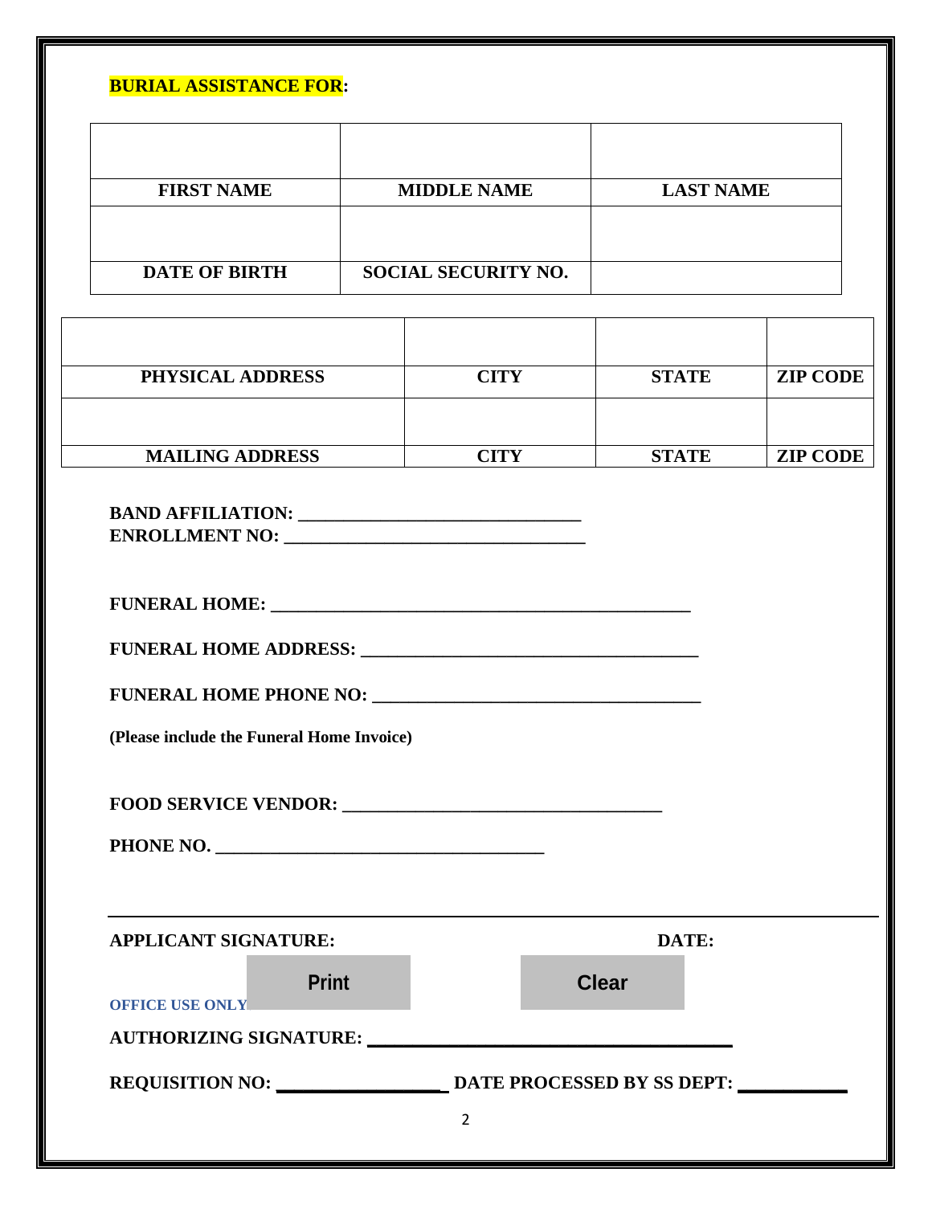**BURIAL ASSISTANCE FOR:**

| | | |
|---|---|---|
| | | |
| **FIRST NAME** | **MIDDLE NAME** | **LAST NAME** |
| | | |
| **DATE OF BIRTH** | **SOCIAL SECURITY NO.** | |

| | | | |
|---|---|---|---|
| | | | |
| **PHYSICAL ADDRESS** | **CITY** | **STATE** | **ZIP CODE** |
| | | | |
| **MAILING ADDRESS** | **CITY** | **STATE** | **ZIP CODE** |

**BAND AFFILIATION: ______________________________**
**ENROLLMENT NO: ________________________________**

**FUNERAL HOME: ______________________________________________**

**FUNERAL HOME ADDRESS: ______________________________________**

**FUNERAL HOME PHONE NO: ____________________________________**

**(Please include the Funeral Home Invoice)**

**FOOD SERVICE VENDOR: ________________________________**

**PHONE NO. __________________________________**

---

**APPLICANT SIGNATURE:** **DATE:**

Print Clear

**OFFICE USE ONLY**

**AUTHORIZING SIGNATURE: ________________________________________**

**REQUISITION NO: __________________ DATE PROCESSED BY SS DEPT: ____________**